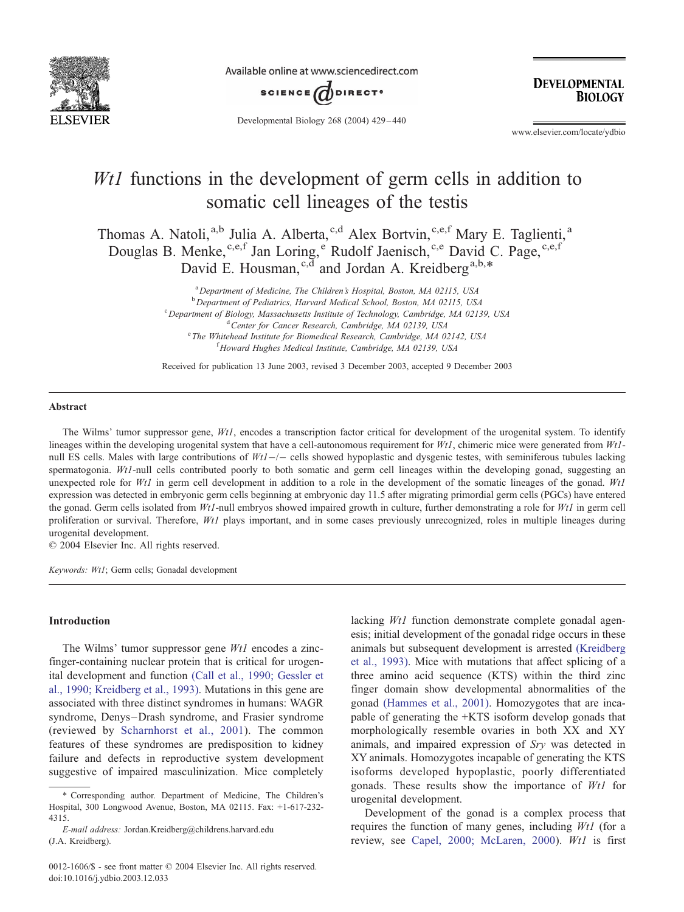# *Wt1* functions in the development of germ cells in addition to somatic cell lineages of the testis

Thomas A. Natoli,[a,b] Julia A. Alberta,[c,d] Alex Bortvin,[c,e,f] Mary E. Taglienti,[a] Douglas B. Menke,[c,e,f] Jan Loring,[e] Rudolf Jaenisch,[c,e] David C. Page,[c,e,f] David E. Housman,[c,d] and Jordan A. Kreidberg[a,b,*]

[a] Department of Medicine, The Children's Hospital, Boston, MA 02115, USA
[b] Department of Pediatrics, Harvard Medical School, Boston, MA 02115, USA
[c] Department of Biology, Massachusetts Institute of Technology, Cambridge, MA 02139, USA
[d] Center for Cancer Research, Cambridge, MA 02139, USA
[e] The Whitehead Institute for Biomedical Research, Cambridge, MA 02142, USA
[f] Howard Hughes Medical Institute, Cambridge, MA 02139, USA

Received for publication 13 June 2003, revised 3 December 2003, accepted 9 December 2003

## Abstract

The Wilms' tumor suppressor gene, *Wt1*, encodes a transcription factor critical for development of the urogenital system. To identify lineages within the developing urogenital system that have a cell-autonomous requirement for *Wt1*, chimeric mice were generated from *Wt1*-null ES cells. Males with large contributions of *Wt1*−/− cells showed hypoplastic and dysgenic testes, with seminiferous tubules lacking spermatogonia. *Wt1*-null cells contributed poorly to both somatic and germ cell lineages within the developing gonad, suggesting an unexpected role for *Wt1* in germ cell development in addition to a role in the development of the somatic lineages of the gonad. *Wt1* expression was detected in embryonic germ cells beginning at embryonic day 11.5 after migrating primordial germ cells (PGCs) have entered the gonad. Germ cells isolated from *Wt1*-null embryos showed impaired growth in culture, further demonstrating a role for *Wt1* in germ cell proliferation or survival. Therefore, *Wt1* plays important, and in some cases previously unrecognized, roles in multiple lineages during urogenital development.

© 2004 Elsevier Inc. All rights reserved.

*Keywords:* *Wt1*; Germ cells; Gonadal development

## Introduction

The Wilms' tumor suppressor gene *Wt1* encodes a zinc-finger-containing nuclear protein that is critical for urogenital development and function (Call et al., 1990; Gessler et al., 1990; Kreidberg et al., 1993). Mutations in this gene are associated with three distinct syndromes in humans: WAGR syndrome, Denys–Drash syndrome, and Frasier syndrome (reviewed by Scharnhorst et al., 2001). The common features of these syndromes are predisposition to kidney failure and defects in reproductive system development suggestive of impaired masculinization. Mice completely lacking *Wt1* function demonstrate complete gonadal agenesis; initial development of the gonadal ridge occurs in these animals but subsequent development is arrested (Kreidberg et al., 1993). Mice with mutations that affect splicing of a three amino acid sequence (KTS) within the third zinc finger domain show developmental abnormalities of the gonad (Hammes et al., 2001). Homozygotes that are incapable of generating the +KTS isoform develop gonads that morphologically resemble ovaries in both XX and XY animals, and impaired expression of *Sry* was detected in XY animals. Homozygotes incapable of generating the KTS isoforms developed hypoplastic, poorly differentiated gonads. These results show the importance of *Wt1* for urogenital development.

Development of the gonad is a complex process that requires the function of many genes, including *Wt1* (for a review, see Capel, 2000; McLaren, 2000). *Wt1* is first

\* Corresponding author. Department of Medicine, The Children's Hospital, 300 Longwood Avenue, Boston, MA 02115. Fax: +1-617-232-4315.

*E-mail address:* Jordan.Kreidberg@childrens.harvard.edu (J.A. Kreidberg).

0012-1606/$ - see front matter © 2004 Elsevier Inc. All rights reserved.
doi:10.1016/j.ydbio.2003.12.033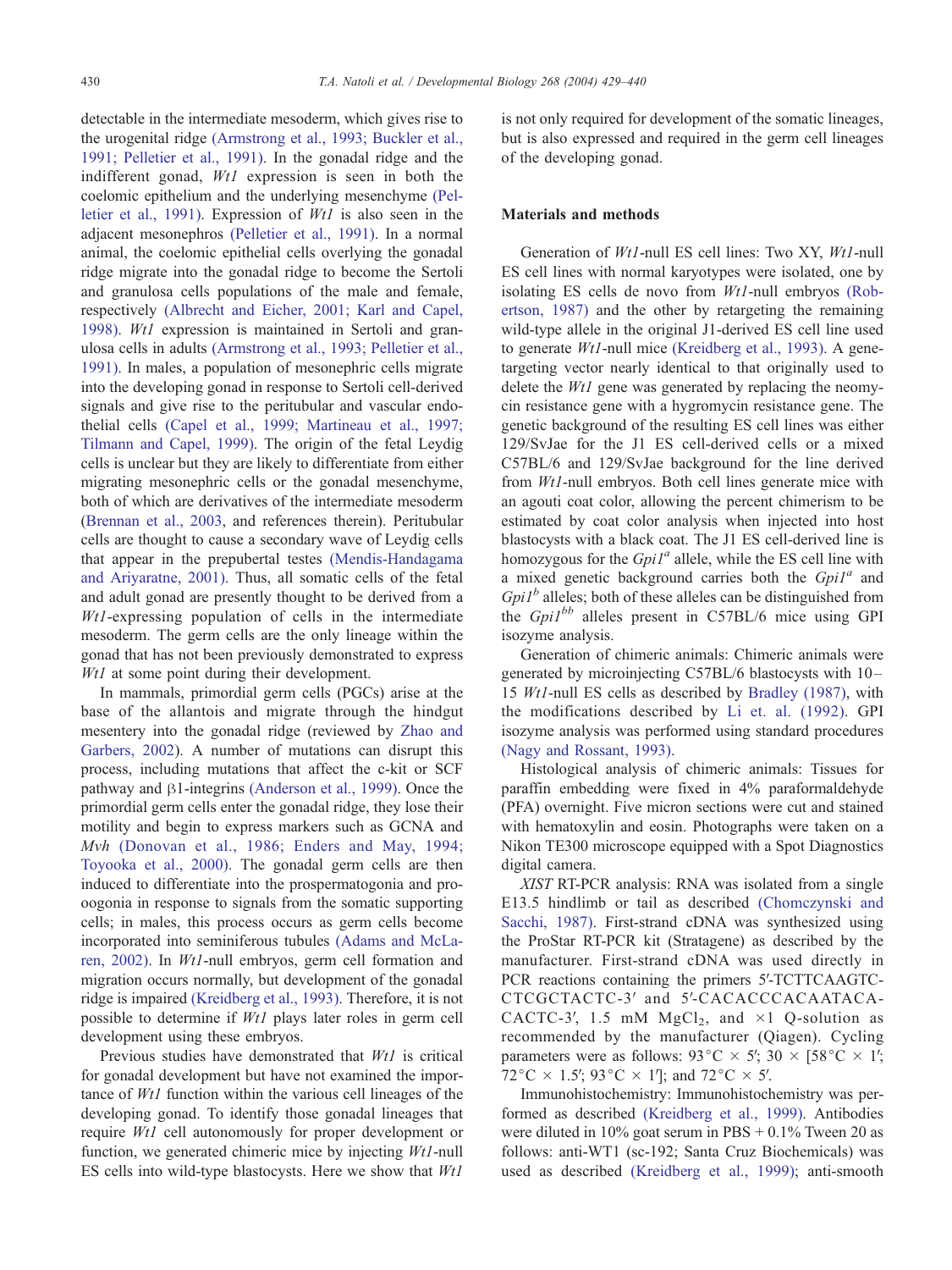detectable in the intermediate mesoderm, which gives rise to the urogenital ridge (Armstrong et al., 1993; Buckler et al., 1991; Pelletier et al., 1991). In the gonadal ridge and the indifferent gonad, *Wt1* expression is seen in both the coelomic epithelium and the underlying mesenchyme (Pelletier et al., 1991). Expression of *Wt1* is also seen in the adjacent mesonephros (Pelletier et al., 1991). In a normal animal, the coelomic epithelial cells overlying the gonadal ridge migrate into the gonadal ridge to become the Sertoli and granulosa cells populations of the male and female, respectively (Albrecht and Eicher, 2001; Karl and Capel, 1998). *Wt1* expression is maintained in Sertoli and granulosa cells in adults (Armstrong et al., 1993; Pelletier et al., 1991). In males, a population of mesonephric cells migrate into the developing gonad in response to Sertoli cell-derived signals and give rise to the peritubular and vascular endothelial cells (Capel et al., 1999; Martineau et al., 1997; Tilmann and Capel, 1999). The origin of the fetal Leydig cells is unclear but they are likely to differentiate from either migrating mesonephric cells or the gonadal mesenchyme, both of which are derivatives of the intermediate mesoderm (Brennan et al., 2003, and references therein). Peritubular cells are thought to cause a secondary wave of Leydig cells that appear in the prepubertal testes (Mendis-Handagama and Ariyaratne, 2001). Thus, all somatic cells of the fetal and adult gonad are presently thought to be derived from a *Wt1*-expressing population of cells in the intermediate mesoderm. The germ cells are the only lineage within the gonad that has not been previously demonstrated to express *Wt1* at some point during their development.

In mammals, primordial germ cells (PGCs) arise at the base of the allantois and migrate through the hindgut mesentery into the gonadal ridge (reviewed by Zhao and Garbers, 2002). A number of mutations can disrupt this process, including mutations that affect the c-kit or SCF pathway and β1-integrins (Anderson et al., 1999). Once the primordial germ cells enter the gonadal ridge, they lose their motility and begin to express markers such as GCNA and *Mvh* (Donovan et al., 1986; Enders and May, 1994; Toyooka et al., 2000). The gonadal germ cells are then induced to differentiate into the prospermatogonia and pro-oogonia in response to signals from the somatic supporting cells; in males, this process occurs as germ cells become incorporated into seminiferous tubules (Adams and McLaren, 2002). In *Wt1*-null embryos, germ cell formation and migration occurs normally, but development of the gonadal ridge is impaired (Kreidberg et al., 1993). Therefore, it is not possible to determine if *Wt1* plays later roles in germ cell development using these embryos.

Previous studies have demonstrated that *Wt1* is critical for gonadal development but have not examined the importance of *Wt1* function within the various cell lineages of the developing gonad. To identify those gonadal lineages that require *Wt1* cell autonomously for proper development or function, we generated chimeric mice by injecting *Wt1*-null ES cells into wild-type blastocysts. Here we show that *Wt1* is not only required for development of the somatic lineages, but is also expressed and required in the germ cell lineages of the developing gonad.

## Materials and methods

Generation of *Wt1*-null ES cell lines: Two XY, *Wt1*-null ES cell lines with normal karyotypes were isolated, one by isolating ES cells de novo from *Wt1*-null embryos (Robertson, 1987) and the other by retargeting the remaining wild-type allele in the original J1-derived ES cell line used to generate *Wt1*-null mice (Kreidberg et al., 1993). A gene-targeting vector nearly identical to that originally used to delete the *Wt1* gene was generated by replacing the neomycin resistance gene with a hygromycin resistance gene. The genetic background of the resulting ES cell lines was either 129/SvJae for the J1 ES cell-derived cells or a mixed C57BL/6 and 129/SvJae background for the line derived from *Wt1*-null embryos. Both cell lines generate mice with an agouti coat color, allowing the percent chimerism to be estimated by coat color analysis when injected into host blastocysts with a black coat. The J1 ES cell-derived line is homozygous for the $Gpi1^a$ allele, while the ES cell line with a mixed genetic background carries both the $Gpi1^a$ and $Gpi1^b$ alleles; both of these alleles can be distinguished from the $Gpi1^{bb}$ alleles present in C57BL/6 mice using GPI isozyme analysis.

Generation of chimeric animals: Chimeric animals were generated by microinjecting C57BL/6 blastocysts with 10–15 *Wt1*-null ES cells as described by Bradley (1987), with the modifications described by Li et. al. (1992). GPI isozyme analysis was performed using standard procedures (Nagy and Rossant, 1993).

Histological analysis of chimeric animals: Tissues for paraffin embedding were fixed in 4% paraformaldehyde (PFA) overnight. Five micron sections were cut and stained with hematoxylin and eosin. Photographs were taken on a Nikon TE300 microscope equipped with a Spot Diagnostics digital camera.

*XIST* RT-PCR analysis: RNA was isolated from a single E13.5 hindlimb or tail as described (Chomczynski and Sacchi, 1987). First-strand cDNA was synthesized using the ProStar RT-PCR kit (Stratagene) as described by the manufacturer. First-strand cDNA was used directly in PCR reactions containing the primers 5′-TCTTCAAGTCCTCGCTACTC-3′ and 5′-CACACCCACAATACACACTC-3′, 1.5 mM $MgCl_2$, and ×1 Q-solution as recommended by the manufacturer (Qiagen). Cycling parameters were as follows: 93°C × 5′; 30 × [58°C × 1′; 72°C × 1.5′; 93°C × 1′]; and 72°C × 5′.

Immunohistochemistry: Immunohistochemistry was performed as described (Kreidberg et al., 1999). Antibodies were diluted in 10% goat serum in PBS + 0.1% Tween 20 as follows: anti-WT1 (sc-192; Santa Cruz Biochemicals) was used as described (Kreidberg et al., 1999); anti-smooth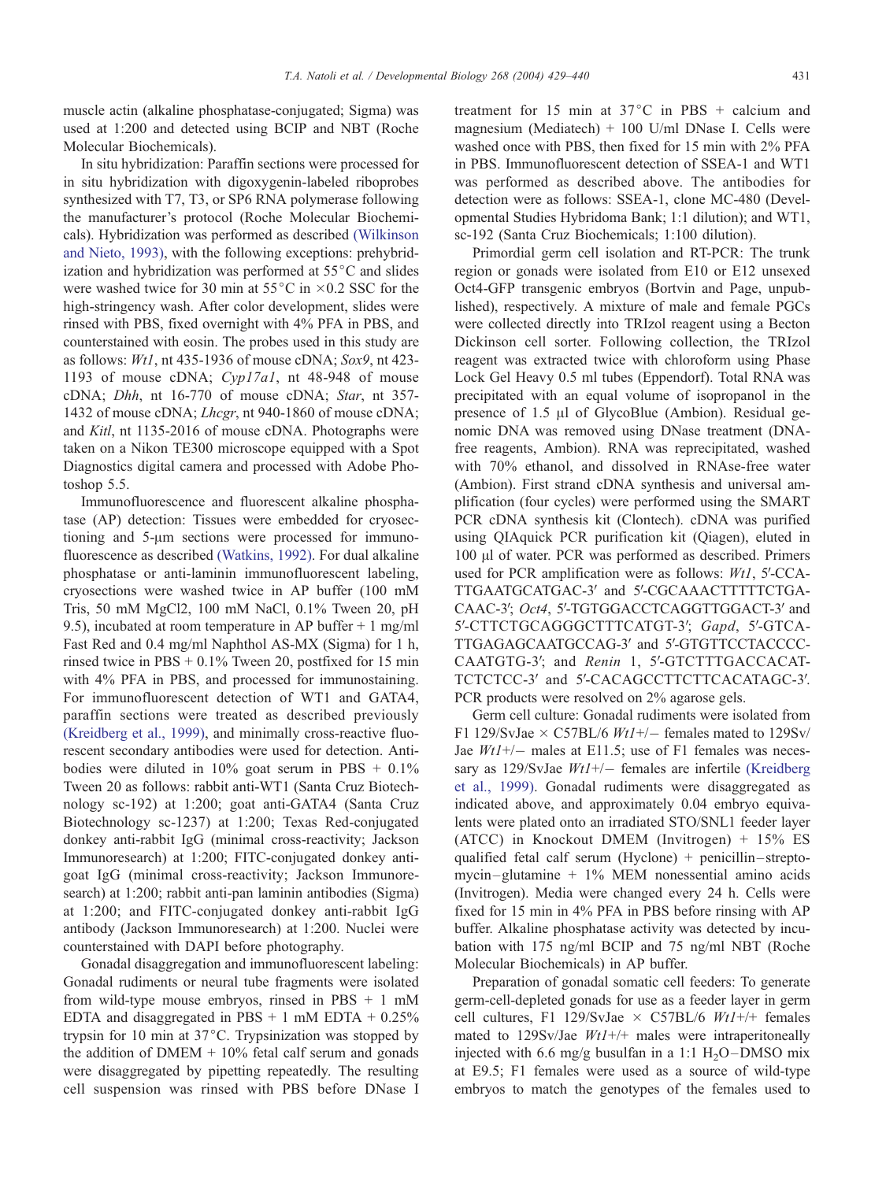muscle actin (alkaline phosphatase-conjugated; Sigma) was used at 1:200 and detected using BCIP and NBT (Roche Molecular Biochemicals).

In situ hybridization: Paraffin sections were processed for in situ hybridization with digoxygenin-labeled riboprobes synthesized with T7, T3, or SP6 RNA polymerase following the manufacturer's protocol (Roche Molecular Biochemicals). Hybridization was performed as described (Wilkinson and Nieto, 1993), with the following exceptions: prehybridization and hybridization was performed at 55°C and slides were washed twice for 30 min at 55°C in ×0.2 SSC for the high-stringency wash. After color development, slides were rinsed with PBS, fixed overnight with 4% PFA in PBS, and counterstained with eosin. The probes used in this study are as follows: *Wt1*, nt 435-1936 of mouse cDNA; *Sox9*, nt 423-1193 of mouse cDNA; *Cyp17a1*, nt 48-948 of mouse cDNA; *Dhh*, nt 16-770 of mouse cDNA; *Star*, nt 357-1432 of mouse cDNA; *Lhcgr*, nt 940-1860 of mouse cDNA; and *Kitl*, nt 1135-2016 of mouse cDNA. Photographs were taken on a Nikon TE300 microscope equipped with a Spot Diagnostics digital camera and processed with Adobe Photoshop 5.5.

Immunofluorescence and fluorescent alkaline phosphatase (AP) detection: Tissues were embedded for cryosectioning and 5-μm sections were processed for immunofluorescence as described (Watkins, 1992). For dual alkaline phosphatase or anti-laminin immunofluorescent labeling, cryosections were washed twice in AP buffer (100 mM Tris, 50 mM $MgCl_2$, 100 mM NaCl, 0.1% Tween 20, pH 9.5), incubated at room temperature in AP buffer + 1 mg/ml Fast Red and 0.4 mg/ml Naphthol AS-MX (Sigma) for 1 h, rinsed twice in PBS + 0.1% Tween 20, postfixed for 15 min with 4% PFA in PBS, and processed for immunostaining. For immunofluorescent detection of WT1 and GATA4, paraffin sections were treated as described previously (Kreidberg et al., 1999), and minimally cross-reactive fluorescent secondary antibodies were used for detection. Antibodies were diluted in 10% goat serum in PBS + 0.1% Tween 20 as follows: rabbit anti-WT1 (Santa Cruz Biotechnology sc-192) at 1:200; goat anti-GATA4 (Santa Cruz Biotechnology sc-1237) at 1:200; Texas Red-conjugated donkey anti-rabbit IgG (minimal cross-reactivity; Jackson Immunoresearch) at 1:200; FITC-conjugated donkey anti-goat IgG (minimal cross-reactivity; Jackson Immunoresearch) at 1:200; rabbit anti-pan laminin antibodies (Sigma) at 1:200; and FITC-conjugated donkey anti-rabbit IgG antibody (Jackson Immunoresearch) at 1:200. Nuclei were counterstained with DAPI before photography.

Gonadal disaggregation and immunofluorescent labeling: Gonadal rudiments or neural tube fragments were isolated from wild-type mouse embryos, rinsed in PBS + 1 mM EDTA and disaggregated in PBS + 1 mM EDTA + 0.25% trypsin for 10 min at 37°C. Trypsinization was stopped by the addition of DMEM + 10% fetal calf serum and gonads were disaggregated by pipetting repeatedly. The resulting cell suspension was rinsed with PBS before DNase I treatment for 15 min at 37°C in PBS + calcium and magnesium (Mediatech) + 100 U/ml DNase I. Cells were washed once with PBS, then fixed for 15 min with 2% PFA in PBS. Immunofluorescent detection of SSEA-1 and WT1 was performed as described above. The antibodies for detection were as follows: SSEA-1, clone MC-480 (Developmental Studies Hybridoma Bank; 1:1 dilution); and WT1, sc-192 (Santa Cruz Biochemicals; 1:100 dilution).

Primordial germ cell isolation and RT-PCR: The trunk region or gonads were isolated from E10 or E12 unsexed Oct4-GFP transgenic embryos (Bortvin and Page, unpublished), respectively. A mixture of male and female PGCs were collected directly into TRIzol reagent using a Becton Dickinson cell sorter. Following collection, the TRIzol reagent was extracted twice with chloroform using Phase Lock Gel Heavy 0.5 ml tubes (Eppendorf). Total RNA was precipitated with an equal volume of isopropanol in the presence of 1.5 μl of GlycoBlue (Ambion). Residual genomic DNA was removed using DNase treatment (DNA-free reagents, Ambion). RNA was reprecipitated, washed with 70% ethanol, and dissolved in RNAse-free water (Ambion). First strand cDNA synthesis and universal amplification (four cycles) were performed using the SMART PCR cDNA synthesis kit (Clontech). cDNA was purified using QIAquick PCR purification kit (Qiagen), eluted in 100 μl of water. PCR was performed as described. Primers used for PCR amplification were as follows: *Wt1*, 5′-CCATTGAATGCATGAC-3′ and 5′-CGCAAACTTTTTCTGACAAC-3′; *Oct4*, 5′-TGTGGACCTCAGGTTGGACT-3′ and 5′-CTTCTGCAGGGCTTTCATGT-3′; *Gapd*, 5′-GTCATTGAGAGCAATGCCAG-3′ and 5′-GTGTTCCTACCCCCAATGTG-3′; and *Renin* 1, 5′-GTCTTTGACCACATTCTCTCC-3′ and 5′-CACAGCCTTCTTCACATAGC-3′. PCR products were resolved on 2% agarose gels.

Germ cell culture: Gonadal rudiments were isolated from F1 129/SvJae × C57BL/6 *Wt1*+/− females mated to 129Sv/Jae *Wt1*+/− males at E11.5; use of F1 females was necessary as 129/SvJae *Wt1*+/− females are infertile (Kreidberg et al., 1999). Gonadal rudiments were disaggregated as indicated above, and approximately 0.04 embryo equivalents were plated onto an irradiated STO/SNL1 feeder layer (ATCC) in Knockout DMEM (Invitrogen) + 15% ES qualified fetal calf serum (Hyclone) + penicillin–streptomycin–glutamine + 1% MEM nonessential amino acids (Invitrogen). Media were changed every 24 h. Cells were fixed for 15 min in 4% PFA in PBS before rinsing with AP buffer. Alkaline phosphatase activity was detected by incubation with 175 ng/ml BCIP and 75 ng/ml NBT (Roche Molecular Biochemicals) in AP buffer.

Preparation of gonadal somatic cell feeders: To generate germ-cell-depleted gonads for use as a feeder layer in germ cell cultures, F1 129/SvJae × C57BL/6 *Wt1*+/+ females mated to 129Sv/Jae *Wt1*+/+ males were intraperitoneally injected with 6.6 mg/g busulfan in a 1:1 $H_2O$–DMSO mix at E9.5; F1 females were used as a source of wild-type embryos to match the genotypes of the females used to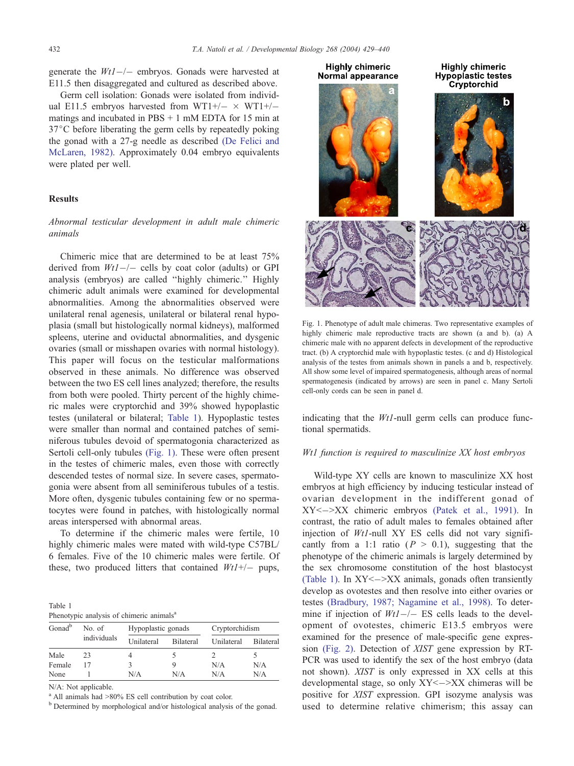generate the *Wt1−/−* embryos. Gonads were harvested at E11.5 then disaggregated and cultured as described above.

Germ cell isolation: Gonads were isolated from individual E11.5 embryos harvested from WT1+/− × WT1+/− matings and incubated in PBS + 1 mM EDTA for 15 min at 37°C before liberating the germ cells by repeatedly poking the gonad with a 27-g needle as described (De Felici and McLaren, 1982). Approximately 0.04 embryo equivalents were plated per well.

## Results

### *Abnormal testicular development in adult male chimeric animals*

Chimeric mice that are determined to be at least 75% derived from *Wt1−/−* cells by coat color (adults) or GPI analysis (embryos) are called "highly chimeric." Highly chimeric adult animals were examined for developmental abnormalities. Among the abnormalities observed were unilateral renal agenesis, unilateral or bilateral renal hypoplasia (small but histologically normal kidneys), malformed spleens, uterine and oviductal abnormalities, and dysgenic ovaries (small or misshapen ovaries with normal histology). This paper will focus on the testicular malformations observed in these animals. No difference was observed between the two ES cell lines analyzed; therefore, the results from both were pooled. Thirty percent of the highly chimeric males were cryptorchid and 39% showed hypoplastic testes (unilateral or bilateral; Table 1). Hypoplastic testes were smaller than normal and contained patches of seminiferous tubules devoid of spermatogonia characterized as Sertoli cell-only tubules (Fig. 1). These were often present in the testes of chimeric males, even those with correctly descended testes of normal size. In severe cases, spermatogonia were absent from all seminiferous tubules of a testis. More often, dysgenic tubules containing few or no spermatocytes were found in patches, with histologically normal areas interspersed with abnormal areas.

To determine if the chimeric males were fertile, 10 highly chimeric males were mated with wild-type C57BL/6 females. Five of the 10 chimeric males were fertile. Of these, two produced litters that contained *Wt1+/−* pups, indicating that the *Wt1*-null germ cells can produce functional spermatids.

Table 1
Phenotypic analysis of chimeric animals[a]

| Gonad[b] | No. of individuals | Hypoplastic gonads | | Cryptorchidism | |
|---|---|---|---|---|---|
| | | Unilateral | Bilateral | Unilateral | Bilateral |
| Male | 23 | 4 | 5 | 2 | 5 |
| Female | 17 | 3 | 9 | N/A | N/A |
| None | 1 | N/A | N/A | N/A | N/A |

N/A: Not applicable.
[a] All animals had >80% ES cell contribution by coat color.
[b] Determined by morphological and/or histological analysis of the gonad.

Fig. 1. Phenotype of adult male chimeras. Two representative examples of highly chimeric male reproductive tracts are shown (a and b). (a) A chimeric male with no apparent defects in development of the reproductive tract. (b) A cryptorchid male with hypoplastic testes. (c and d) Histological analysis of the testes from animals shown in panels a and b, respectively. All show some level of impaired spermatogenesis, although areas of normal spermatogenesis (indicated by arrows) are seen in panel c. Many Sertoli cell-only cords can be seen in panel d.

### *Wt1 function is required to masculinize XX host embryos*

Wild-type XY cells are known to masculinize XX host embryos at high efficiency by inducing testicular instead of ovarian development in the indifferent gonad of XY<−>XX chimeric embryos (Patek et al., 1991). In contrast, the ratio of adult males to females obtained after injection of *Wt1*-null XY ES cells did not vary significantly from a 1:1 ratio ($P > 0.1$), suggesting that the phenotype of the chimeric animals is largely determined by the sex chromosome constitution of the host blastocyst (Table 1). In XY<−>XX animals, gonads often transiently develop as ovotestes and then resolve into either ovaries or testes (Bradbury, 1987; Nagamine et al., 1998). To determine if injection of *Wt1−/−* ES cells leads to the development of ovotestes, chimeric E13.5 embryos were examined for the presence of male-specific gene expression (Fig. 2). Detection of *XIST* gene expression by RT-PCR was used to identify the sex of the host embryo (data not shown). *XIST* is only expressed in XX cells at this developmental stage, so only XY<−>XX chimeras will be positive for *XIST* expression. GPI isozyme analysis was used to determine relative chimerism; this assay can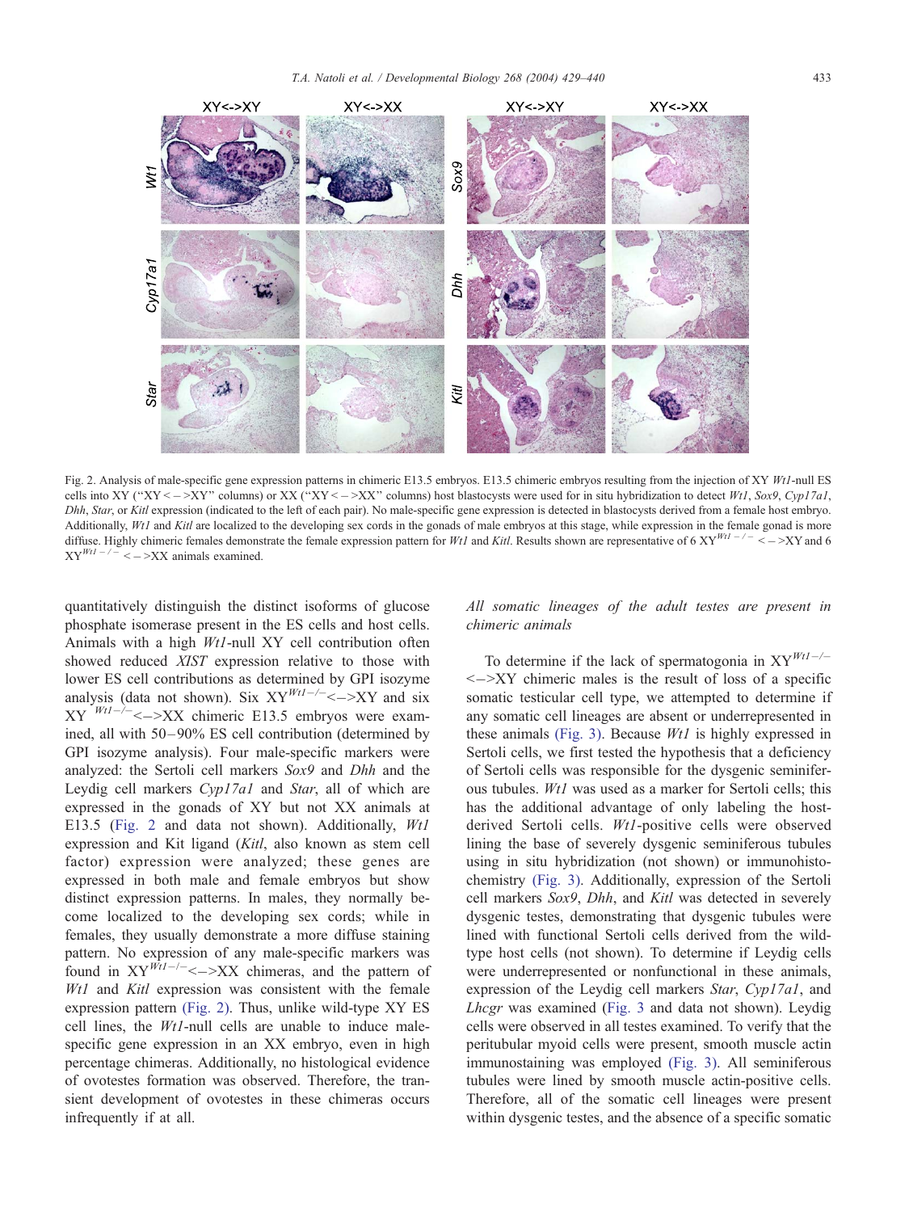Fig. 2. Analysis of male-specific gene expression patterns in chimeric E13.5 embryos. E13.5 chimeric embryos resulting from the injection of XY *Wt1*-null ES cells into XY ("XY < – >XY" columns) or XX ("XY < – >XX" columns) host blastocysts were used for in situ hybridization to detect *Wt1*, *Sox9*, *Cyp17a1*, *Dhh*, *Star*, or *Kitl* expression (indicated to the left of each pair). No male-specific gene expression is detected in blastocysts derived from a female host embryo. Additionally, *Wt1* and *Kitl* are localized to the developing sex cords in the gonads of male embryos at this stage, while expression in the female gonad is more diffuse. Highly chimeric females demonstrate the female expression pattern for *Wt1* and *Kitl*. Results shown are representative of 6 $XY^{Wt1-/-}$ < – >XY and 6 $XY^{Wt1-/-}$ < – >XX animals examined.

quantitatively distinguish the distinct isoforms of glucose phosphate isomerase present in the ES cells and host cells. Animals with a high *Wt1*-null XY cell contribution often showed reduced *XIST* expression relative to those with lower ES cell contributions as determined by GPI isozyme analysis (data not shown). Six $XY^{Wt1-/-}$<–>XY and six $XY^{Wt1-/-}$<–>XX chimeric E13.5 embryos were examined, all with 50–90% ES cell contribution (determined by GPI isozyme analysis). Four male-specific markers were analyzed: the Sertoli cell markers *Sox9* and *Dhh* and the Leydig cell markers *Cyp17a1* and *Star*, all of which are expressed in the gonads of XY but not XX animals at E13.5 (Fig. 2 and data not shown). Additionally, *Wt1* expression and Kit ligand (*Kitl*, also known as stem cell factor) expression were analyzed; these genes are expressed in both male and female embryos but show distinct expression patterns. In males, they normally become localized to the developing sex cords; while in females, they usually demonstrate a more diffuse staining pattern. No expression of any male-specific markers was found in $XY^{Wt1-/-}$<–>XX chimeras, and the pattern of *Wt1* and *Kitl* expression was consistent with the female expression pattern (Fig. 2). Thus, unlike wild-type XY ES cell lines, the *Wt1*-null cells are unable to induce male-specific gene expression in an XX embryo, even in high percentage chimeras. Additionally, no histological evidence of ovotestes formation was observed. Therefore, the transient development of ovotestes in these chimeras occurs infrequently if at all.

### *All somatic lineages of the adult testes are present in chimeric animals*

To determine if the lack of spermatogonia in $XY^{Wt1-/-}$ <–>XY chimeric males is the result of loss of a specific somatic testicular cell type, we attempted to determine if any somatic cell lineages are absent or underrepresented in these animals (Fig. 3). Because *Wt1* is highly expressed in Sertoli cells, we first tested the hypothesis that a deficiency of Sertoli cells was responsible for the dysgenic seminiferous tubules. *Wt1* was used as a marker for Sertoli cells; this has the additional advantage of only labeling the host-derived Sertoli cells. *Wt1*-positive cells were observed lining the base of severely dysgenic seminiferous tubules using in situ hybridization (not shown) or immunohistochemistry (Fig. 3). Additionally, expression of the Sertoli cell markers *Sox9*, *Dhh*, and *Kitl* was detected in severely dysgenic testes, demonstrating that dysgenic tubules were lined with functional Sertoli cells derived from the wild-type host cells (not shown). To determine if Leydig cells were underrepresented or nonfunctional in these animals, expression of the Leydig cell markers *Star*, *Cyp17a1*, and *Lhcgr* was examined (Fig. 3 and data not shown). Leydig cells were observed in all testes examined. To verify that the peritubular myoid cells were present, smooth muscle actin immunostaining was employed (Fig. 3). All seminiferous tubules were lined by smooth muscle actin-positive cells. Therefore, all of the somatic cell lineages were present within dysgenic testes, and the absence of a specific somatic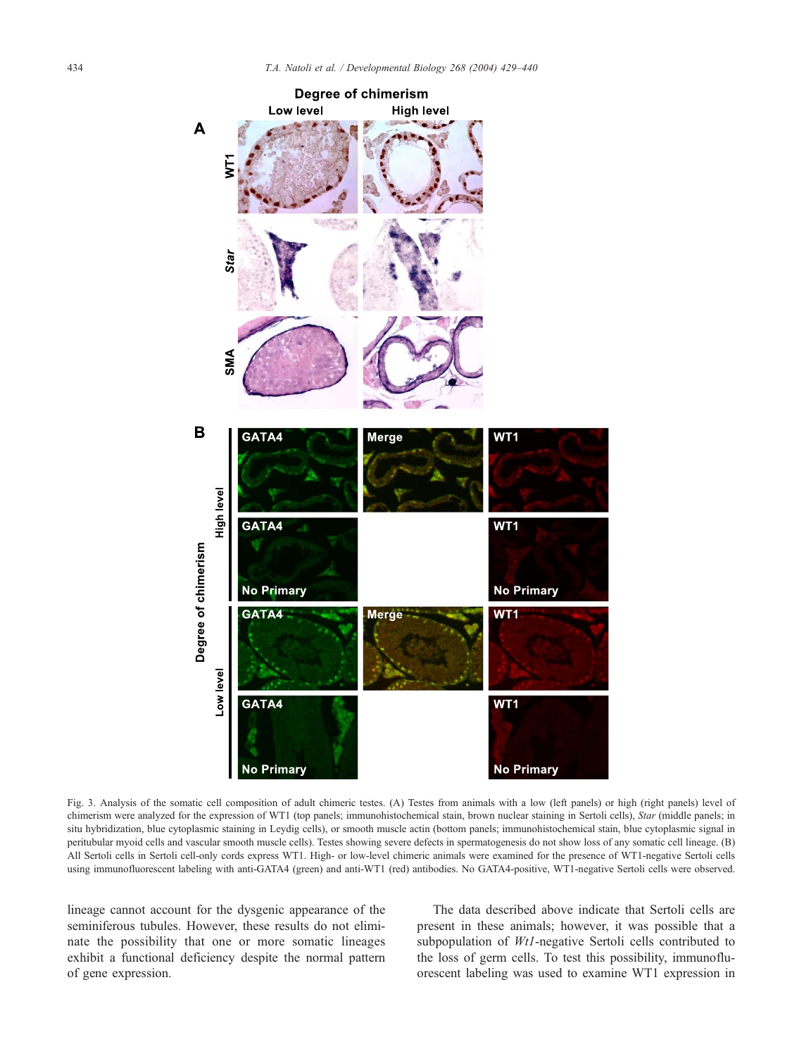Fig. 3. Analysis of the somatic cell composition of adult chimeric testes. (A) Testes from animals with a low (left panels) or high (right panels) level of chimerism were analyzed for the expression of WT1 (top panels; immunohistochemical stain, brown nuclear staining in Sertoli cells), *Star* (middle panels; in situ hybridization, blue cytoplasmic staining in Leydig cells), or smooth muscle actin (bottom panels; immunohistochemical stain, blue cytoplasmic signal in peritubular myoid cells and vascular smooth muscle cells). Testes showing severe defects in spermatogenesis do not show loss of any somatic cell lineage. (B) All Sertoli cells in Sertoli cell-only cords express WT1. High- or low-level chimeric animals were examined for the presence of WT1-negative Sertoli cells using immunofluorescent labeling with anti-GATA4 (green) and anti-WT1 (red) antibodies. No GATA4-positive, WT1-negative Sertoli cells were observed.

lineage cannot account for the dysgenic appearance of the seminiferous tubules. However, these results do not eliminate the possibility that one or more somatic lineages exhibit a functional deficiency despite the normal pattern of gene expression.

The data described above indicate that Sertoli cells are present in these animals; however, it was possible that a subpopulation of *Wt1*-negative Sertoli cells contributed to the loss of germ cells. To test this possibility, immunofluorescent labeling was used to examine WT1 expression in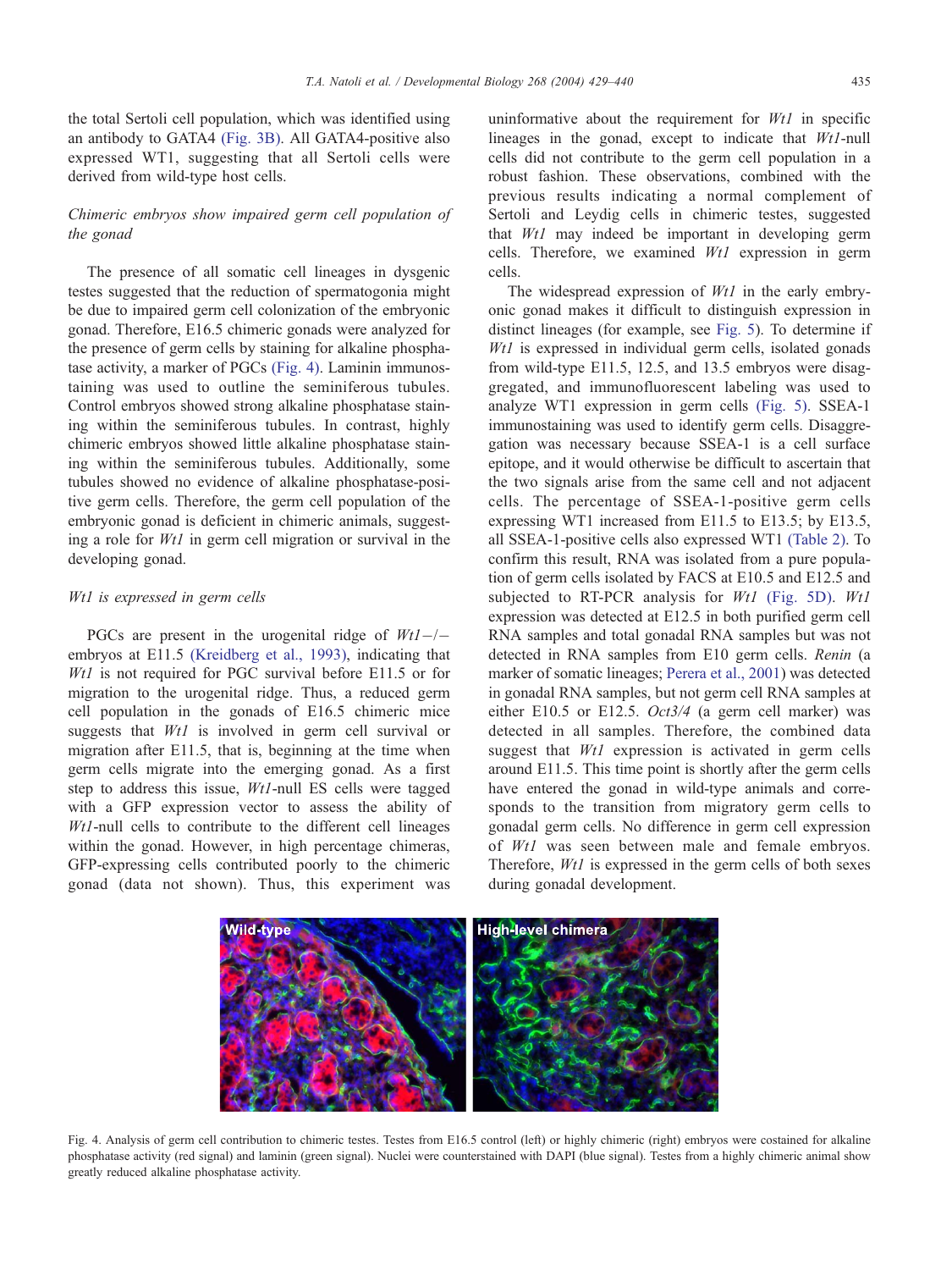the total Sertoli cell population, which was identified using an antibody to GATA4 (Fig. 3B). All GATA4-positive also expressed WT1, suggesting that all Sertoli cells were derived from wild-type host cells.

### *Chimeric embryos show impaired germ cell population of the gonad*

The presence of all somatic cell lineages in dysgenic testes suggested that the reduction of spermatogonia might be due to impaired germ cell colonization of the embryonic gonad. Therefore, E16.5 chimeric gonads were analyzed for the presence of germ cells by staining for alkaline phosphatase activity, a marker of PGCs (Fig. 4). Laminin immunostaining was used to outline the seminiferous tubules. Control embryos showed strong alkaline phosphatase staining within the seminiferous tubules. In contrast, highly chimeric embryos showed little alkaline phosphatase staining within the seminiferous tubules. Additionally, some tubules showed no evidence of alkaline phosphatase-positive germ cells. Therefore, the germ cell population of the embryonic gonad is deficient in chimeric animals, suggesting a role for *Wt1* in germ cell migration or survival in the developing gonad.

### *Wt1 is expressed in germ cells*

PGCs are present in the urogenital ridge of *Wt1*−/− embryos at E11.5 (Kreidberg et al., 1993), indicating that *Wt1* is not required for PGC survival before E11.5 or for migration to the urogenital ridge. Thus, a reduced germ cell population in the gonads of E16.5 chimeric mice suggests that *Wt1* is involved in germ cell survival or migration after E11.5, that is, beginning at the time when germ cells migrate into the emerging gonad. As a first step to address this issue, *Wt1*-null ES cells were tagged with a GFP expression vector to assess the ability of *Wt1*-null cells to contribute to the different cell lineages within the gonad. However, in high percentage chimeras, GFP-expressing cells contributed poorly to the chimeric gonad (data not shown). Thus, this experiment was uninformative about the requirement for *Wt1* in specific lineages in the gonad, except to indicate that *Wt1*-null cells did not contribute to the germ cell population in a robust fashion. These observations, combined with the previous results indicating a normal complement of Sertoli and Leydig cells in chimeric testes, suggested that *Wt1* may indeed be important in developing germ cells. Therefore, we examined *Wt1* expression in germ cells.

The widespread expression of *Wt1* in the early embryonic gonad makes it difficult to distinguish expression in distinct lineages (for example, see Fig. 5). To determine if *Wt1* is expressed in individual germ cells, isolated gonads from wild-type E11.5, 12.5, and 13.5 embryos were disaggregated, and immunofluorescent labeling was used to analyze WT1 expression in germ cells (Fig. 5). SSEA-1 immunostaining was used to identify germ cells. Disaggregation was necessary because SSEA-1 is a cell surface epitope, and it would otherwise be difficult to ascertain that the two signals arise from the same cell and not adjacent cells. The percentage of SSEA-1-positive germ cells expressing WT1 increased from E11.5 to E13.5; by E13.5, all SSEA-1-positive cells also expressed WT1 (Table 2). To confirm this result, RNA was isolated from a pure population of germ cells isolated by FACS at E10.5 and E12.5 and subjected to RT-PCR analysis for *Wt1* (Fig. 5D). *Wt1* expression was detected at E12.5 in both purified germ cell RNA samples and total gonadal RNA samples but was not detected in RNA samples from E10 germ cells. *Renin* (a marker of somatic lineages; Perera et al., 2001) was detected in gonadal RNA samples, but not germ cell RNA samples at either E10.5 or E12.5. *Oct3/4* (a germ cell marker) was detected in all samples. Therefore, the combined data suggest that *Wt1* expression is activated in germ cells around E11.5. This time point is shortly after the germ cells have entered the gonad in wild-type animals and corresponds to the transition from migratory germ cells to gonadal germ cells. No difference in germ cell expression of *Wt1* was seen between male and female embryos. Therefore, *Wt1* is expressed in the germ cells of both sexes during gonadal development.

Fig. 4. Analysis of germ cell contribution to chimeric testes. Testes from E16.5 control (left) or highly chimeric (right) embryos were costained for alkaline phosphatase activity (red signal) and laminin (green signal). Nuclei were counterstained with DAPI (blue signal). Testes from a highly chimeric animal show greatly reduced alkaline phosphatase activity.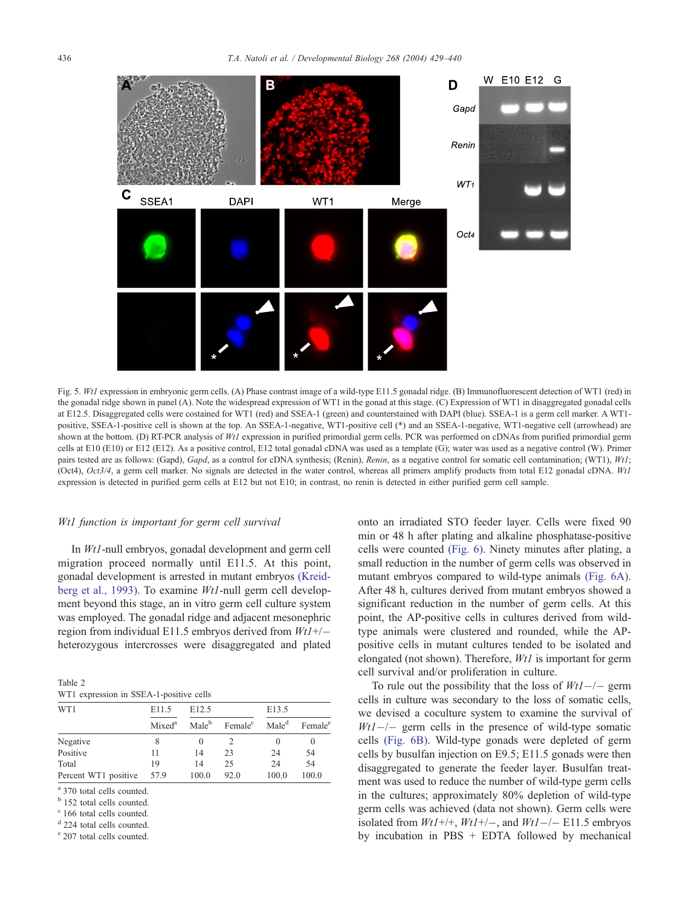Fig. 5. *Wt1* expression in embryonic germ cells. (A) Phase contrast image of a wild-type E11.5 gonadal ridge. (B) Immunofluorescent detection of WT1 (red) in the gonadal ridge shown in panel (A). Note the widespread expression of WT1 in the gonad at this stage. (C) Expression of WT1 in disaggregated gonadal cells at E12.5. Disaggregated cells were costained for WT1 (red) and SSEA-1 (green) and counterstained with DAPI (blue). SSEA-1 is a germ cell marker. A WT1-positive, SSEA-1-positive cell is shown at the top. An SSEA-1-negative, WT1-positive cell (*) and an SSEA-1-negative, WT1-negative cell (arrowhead) are shown at the bottom. (D) RT-PCR analysis of *Wt1* expression in purified primordial germ cells. PCR was performed on cDNAs from purified primordial germ cells at E10 (E10) or E12 (E12). As a positive control, E12 total gonadal cDNA was used as a template (G); water was used as a negative control (W). Primer pairs tested are as follows: (Gapd), *Gapd*, as a control for cDNA synthesis; (Renin), *Renin*, as a negative control for somatic cell contamination; (WT1), *Wt1*; (Oct4), *Oct3/4*, a germ cell marker. No signals are detected in the water control, whereas all primers amplify products from total E12 gonadal cDNA. *Wt1* expression is detected in purified germ cells at E12 but not E10; in contrast, no renin is detected in either purified germ cell sample.

### *Wt1* function is important for germ cell survival

In *Wt1*-null embryos, gonadal development and germ cell migration proceed normally until E11.5. At this point, gonadal development is arrested in mutant embryos (Kreidberg et al., 1993). To examine *Wt1*-null germ cell development beyond this stage, an in vitro germ cell culture system was employed. The gonadal ridge and adjacent mesonephric region from individual E11.5 embryos derived from *Wt1*+/− heterozygous intercrosses were disaggregated and plated onto an irradiated STO feeder layer. Cells were fixed 90 min or 48 h after plating and alkaline phosphatase-positive cells were counted (Fig. 6). Ninety minutes after plating, a small reduction in the number of germ cells was observed in mutant embryos compared to wild-type animals (Fig. 6A). After 48 h, cultures derived from mutant embryos showed a significant reduction in the number of germ cells. At this point, the AP-positive cells in cultures derived from wild-type animals were clustered and rounded, while the AP-positive cells in mutant cultures tended to be isolated and elongated (not shown). Therefore, *Wt1* is important for germ cell survival and/or proliferation in culture.

Table 2
WT1 expression in SSEA-1-positive cells

| WT1 | E11.5 | E12.5 | | E13.5 | |
|---|---|---|---|---|---|
| | Mixed[a] | Male[b] | Female[c] | Male[d] | Female[e] |
| Negative | 8 | 0 | 2 | 0 | 0 |
| Positive | 11 | 14 | 23 | 24 | 54 |
| Total | 19 | 14 | 25 | 24 | 54 |
| Percent WT1 positive | 57.9 | 100.0 | 92.0 | 100.0 | 100.0 |

[a] 370 total cells counted.
[b] 152 total cells counted.
[c] 166 total cells counted.
[d] 224 total cells counted.
[e] 207 total cells counted.

To rule out the possibility that the loss of *Wt1*−/− germ cells in culture was secondary to the loss of somatic cells, we devised a coculture system to examine the survival of *Wt1*−/− germ cells in the presence of wild-type somatic cells (Fig. 6B). Wild-type gonads were depleted of germ cells by busulfan injection on E9.5; E11.5 gonads were then disaggregated to generate the feeder layer. Busulfan treatment was used to reduce the number of wild-type germ cells in the cultures; approximately 80% depletion of wild-type germ cells was achieved (data not shown). Germ cells were isolated from *Wt1*+/+, *Wt1*+/−, and *Wt1*−/− E11.5 embryos by incubation in PBS + EDTA followed by mechanical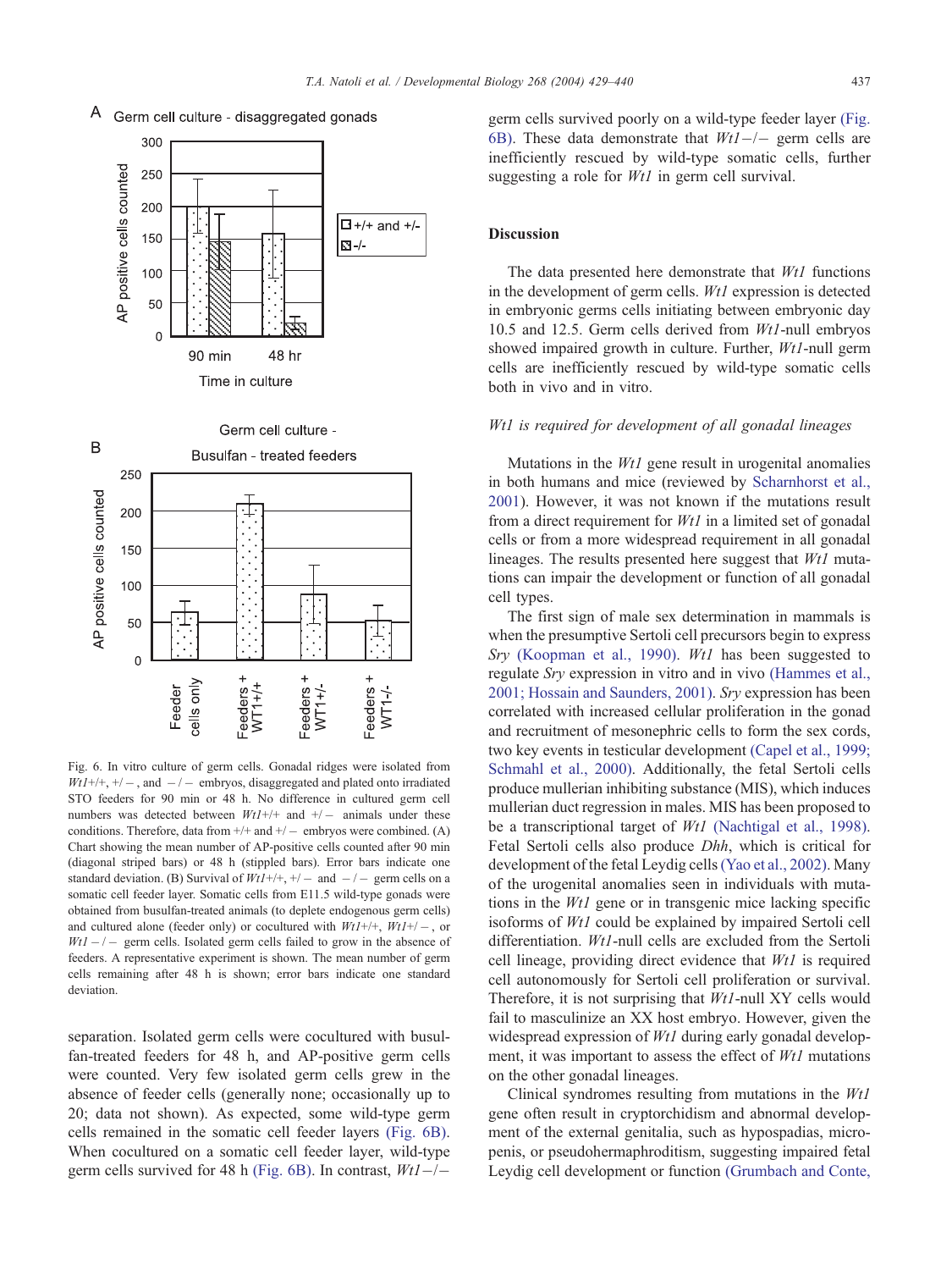Fig. 6. In vitro culture of germ cells. Gonadal ridges were isolated from *Wt1*+/+, +/−, and −/− embryos, disaggregated and plated onto irradiated STO feeders for 90 min or 48 h. No difference in cultured germ cell numbers was detected between *Wt1*+/+ and +/− animals under these conditions. Therefore, data from +/+ and +/− embryos were combined. (A) Chart showing the mean number of AP-positive cells counted after 90 min (diagonal striped bars) or 48 h (stippled bars). Error bars indicate one standard deviation. (B) Survival of *Wt1*+/+, +/− and −/− germ cells on a somatic cell feeder layer. Somatic cells from E11.5 wild-type gonads were obtained from busulfan-treated animals (to deplete endogenous germ cells) and cultured alone (feeder only) or cocultured with *Wt1*+/+, *Wt1*+/−, or *Wt1* −/− germ cells. Isolated germ cells failed to grow in the absence of feeders. A representative experiment is shown. The mean number of germ cells remaining after 48 h is shown; error bars indicate one standard deviation.

separation. Isolated germ cells were cocultured with busulfan-treated feeders for 48 h, and AP-positive germ cells were counted. Very few isolated germ cells grew in the absence of feeder cells (generally none; occasionally up to 20; data not shown). As expected, some wild-type germ cells remained in the somatic cell feeder layers (Fig. 6B). When cocultured on a somatic cell feeder layer, wild-type germ cells survived for 48 h (Fig. 6B). In contrast, *Wt1*−/− germ cells survived poorly on a wild-type feeder layer (Fig. 6B). These data demonstrate that *Wt1*−/− germ cells are inefficiently rescued by wild-type somatic cells, further suggesting a role for *Wt1* in germ cell survival.

## Discussion

The data presented here demonstrate that *Wt1* functions in the development of germ cells. *Wt1* expression is detected in embryonic germs cells initiating between embryonic day 10.5 and 12.5. Germ cells derived from *Wt1*-null embryos showed impaired growth in culture. Further, *Wt1*-null germ cells are inefficiently rescued by wild-type somatic cells both in vivo and in vitro.

### *Wt1 is required for development of all gonadal lineages*

Mutations in the *Wt1* gene result in urogenital anomalies in both humans and mice (reviewed by Scharnhorst et al., 2001). However, it was not known if the mutations result from a direct requirement for *Wt1* in a limited set of gonadal cells or from a more widespread requirement in all gonadal lineages. The results presented here suggest that *Wt1* mutations can impair the development or function of all gonadal cell types.

The first sign of male sex determination in mammals is when the presumptive Sertoli cell precursors begin to express *Sry* (Koopman et al., 1990). *Wt1* has been suggested to regulate *Sry* expression in vitro and in vivo (Hammes et al., 2001; Hossain and Saunders, 2001). *Sry* expression has been correlated with increased cellular proliferation in the gonad and recruitment of mesonephric cells to form the sex cords, two key events in testicular development (Capel et al., 1999; Schmahl et al., 2000). Additionally, the fetal Sertoli cells produce mullerian inhibiting substance (MIS), which induces mullerian duct regression in males. MIS has been proposed to be a transcriptional target of *Wt1* (Nachtigal et al., 1998). Fetal Sertoli cells also produce *Dhh*, which is critical for development of the fetal Leydig cells (Yao et al., 2002). Many of the urogenital anomalies seen in individuals with mutations in the *Wt1* gene or in transgenic mice lacking specific isoforms of *Wt1* could be explained by impaired Sertoli cell differentiation. *Wt1*-null cells are excluded from the Sertoli cell lineage, providing direct evidence that *Wt1* is required cell autonomously for Sertoli cell proliferation or survival. Therefore, it is not surprising that *Wt1*-null XY cells would fail to masculinize an XX host embryo. However, given the widespread expression of *Wt1* during early gonadal development, it was important to assess the effect of *Wt1* mutations on the other gonadal lineages.

Clinical syndromes resulting from mutations in the *Wt1* gene often result in cryptorchidism and abnormal development of the external genitalia, such as hypospadias, micropenis, or pseudohermaphroditism, suggesting impaired fetal Leydig cell development or function (Grumbach and Conte,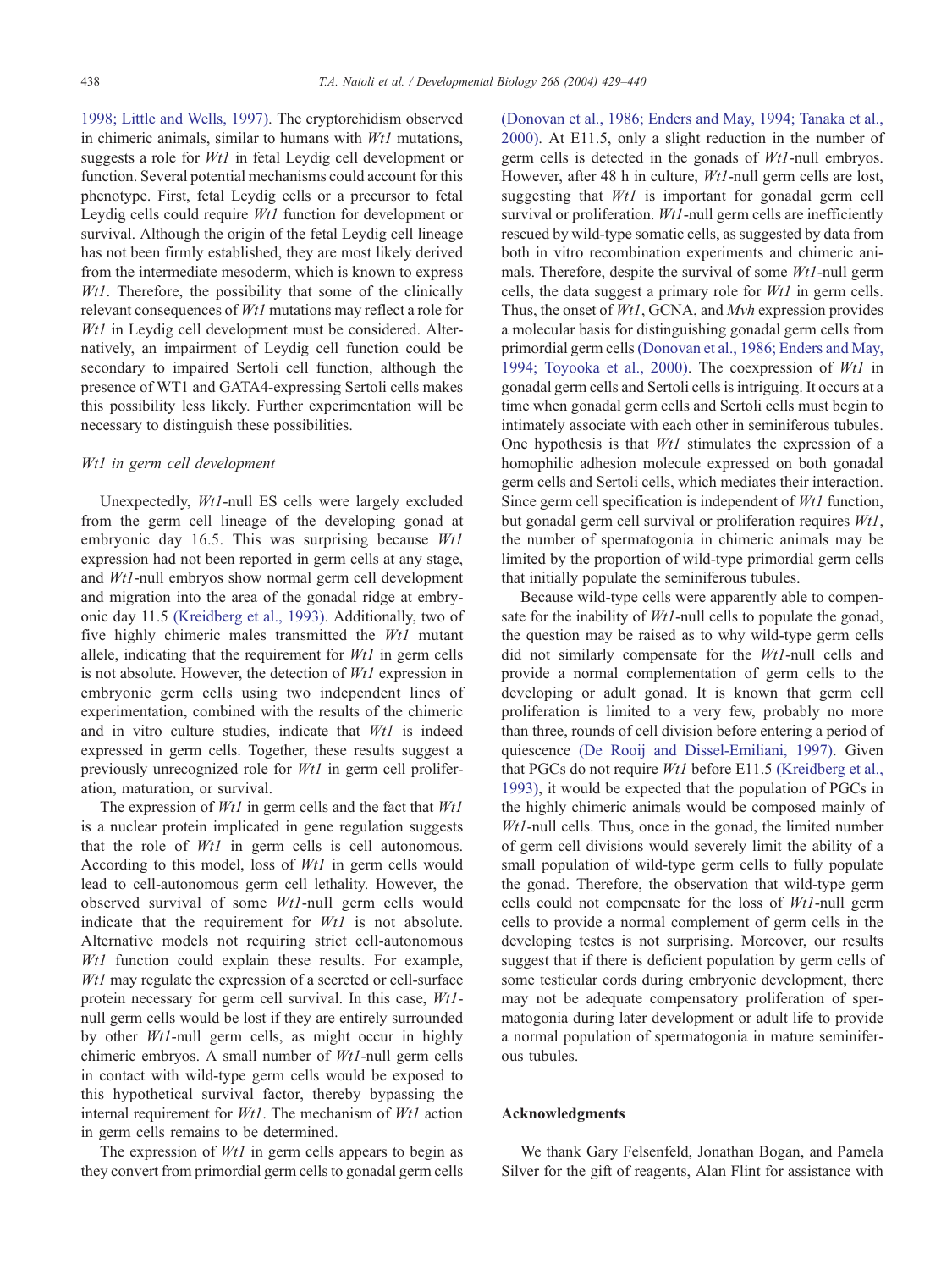1998; Little and Wells, 1997). The cryptorchidism observed in chimeric animals, similar to humans with *Wt1* mutations, suggests a role for *Wt1* in fetal Leydig cell development or function. Several potential mechanisms could account for this phenotype. First, fetal Leydig cells or a precursor to fetal Leydig cells could require *Wt1* function for development or survival. Although the origin of the fetal Leydig cell lineage has not been firmly established, they are most likely derived from the intermediate mesoderm, which is known to express *Wt1*. Therefore, the possibility that some of the clinically relevant consequences of *Wt1* mutations may reflect a role for *Wt1* in Leydig cell development must be considered. Alternatively, an impairment of Leydig cell function could be secondary to impaired Sertoli cell function, although the presence of WT1 and GATA4-expressing Sertoli cells makes this possibility less likely. Further experimentation will be necessary to distinguish these possibilities.

### *Wt1 in germ cell development*

Unexpectedly, *Wt1*-null ES cells were largely excluded from the germ cell lineage of the developing gonad at embryonic day 16.5. This was surprising because *Wt1* expression had not been reported in germ cells at any stage, and *Wt1*-null embryos show normal germ cell development and migration into the area of the gonadal ridge at embryonic day 11.5 (Kreidberg et al., 1993). Additionally, two of five highly chimeric males transmitted the *Wt1* mutant allele, indicating that the requirement for *Wt1* in germ cells is not absolute. However, the detection of *Wt1* expression in embryonic germ cells using two independent lines of experimentation, combined with the results of the chimeric and in vitro culture studies, indicate that *Wt1* is indeed expressed in germ cells. Together, these results suggest a previously unrecognized role for *Wt1* in germ cell proliferation, maturation, or survival.

The expression of *Wt1* in germ cells and the fact that *Wt1* is a nuclear protein implicated in gene regulation suggests that the role of *Wt1* in germ cells is cell autonomous. According to this model, loss of *Wt1* in germ cells would lead to cell-autonomous germ cell lethality. However, the observed survival of some *Wt1*-null germ cells would indicate that the requirement for *Wt1* is not absolute. Alternative models not requiring strict cell-autonomous *Wt1* function could explain these results. For example, *Wt1* may regulate the expression of a secreted or cell-surface protein necessary for germ cell survival. In this case, *Wt1*-null germ cells would be lost if they are entirely surrounded by other *Wt1*-null germ cells, as might occur in highly chimeric embryos. A small number of *Wt1*-null germ cells in contact with wild-type germ cells would be exposed to this hypothetical survival factor, thereby bypassing the internal requirement for *Wt1*. The mechanism of *Wt1* action in germ cells remains to be determined.

The expression of *Wt1* in germ cells appears to begin as they convert from primordial germ cells to gonadal germ cells (Donovan et al., 1986; Enders and May, 1994; Tanaka et al., 2000). At E11.5, only a slight reduction in the number of germ cells is detected in the gonads of *Wt1*-null embryos. However, after 48 h in culture, *Wt1*-null germ cells are lost, suggesting that *Wt1* is important for gonadal germ cell survival or proliferation. *Wt1*-null germ cells are inefficiently rescued by wild-type somatic cells, as suggested by data from both in vitro recombination experiments and chimeric animals. Therefore, despite the survival of some *Wt1*-null germ cells, the data suggest a primary role for *Wt1* in germ cells. Thus, the onset of *Wt1*, GCNA, and *Mvh* expression provides a molecular basis for distinguishing gonadal germ cells from primordial germ cells (Donovan et al., 1986; Enders and May, 1994; Toyooka et al., 2000). The coexpression of *Wt1* in gonadal germ cells and Sertoli cells is intriguing. It occurs at a time when gonadal germ cells and Sertoli cells must begin to intimately associate with each other in seminiferous tubules. One hypothesis is that *Wt1* stimulates the expression of a homophilic adhesion molecule expressed on both gonadal germ cells and Sertoli cells, which mediates their interaction. Since germ cell specification is independent of *Wt1* function, but gonadal germ cell survival or proliferation requires *Wt1*, the number of spermatogonia in chimeric animals may be limited by the proportion of wild-type primordial germ cells that initially populate the seminiferous tubules.

Because wild-type cells were apparently able to compensate for the inability of *Wt1*-null cells to populate the gonad, the question may be raised as to why wild-type germ cells did not similarly compensate for the *Wt1*-null cells and provide a normal complementation of germ cells to the developing or adult gonad. It is known that germ cell proliferation is limited to a very few, probably no more than three, rounds of cell division before entering a period of quiescence (De Rooij and Dissel-Emiliani, 1997). Given that PGCs do not require *Wt1* before E11.5 (Kreidberg et al., 1993), it would be expected that the population of PGCs in the highly chimeric animals would be composed mainly of *Wt1*-null cells. Thus, once in the gonad, the limited number of germ cell divisions would severely limit the ability of a small population of wild-type germ cells to fully populate the gonad. Therefore, the observation that wild-type germ cells could not compensate for the loss of *Wt1*-null germ cells to provide a normal complement of germ cells in the developing testes is not surprising. Moreover, our results suggest that if there is deficient population by germ cells of some testicular cords during embryonic development, there may not be adequate compensatory proliferation of spermatogonia during later development or adult life to provide a normal population of spermatogonia in mature seminiferous tubules.

## Acknowledgments

We thank Gary Felsenfeld, Jonathan Bogan, and Pamela Silver for the gift of reagents, Alan Flint for assistance with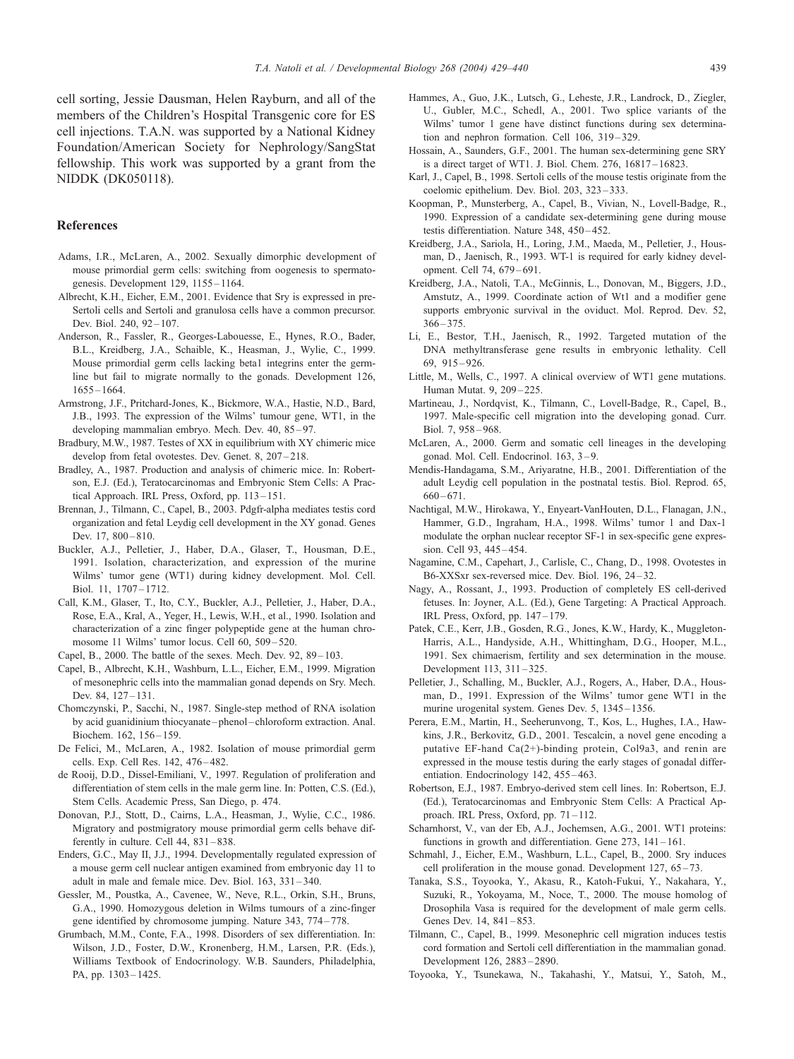cell sorting, Jessie Dausman, Helen Rayburn, and all of the members of the Children's Hospital Transgenic core for ES cell injections. T.A.N. was supported by a National Kidney Foundation/American Society for Nephrology/SangStat fellowship. This work was supported by a grant from the NIDDK (DK050118).

## References

Adams, I.R., McLaren, A., 2002. Sexually dimorphic development of mouse primordial germ cells: switching from oogenesis to spermatogenesis. Development 129, 1155–1164.

Albrecht, K.H., Eicher, E.M., 2001. Evidence that Sry is expressed in pre-Sertoli cells and Sertoli and granulosa cells have a common precursor. Dev. Biol. 240, 92–107.

Anderson, R., Fassler, R., Georges-Labouesse, E., Hynes, R.O., Bader, B.L., Kreidberg, J.A., Schaible, K., Heasman, J., Wylie, C., 1999. Mouse primordial germ cells lacking beta1 integrins enter the germline but fail to migrate normally to the gonads. Development 126, 1655–1664.

Armstrong, J.F., Pritchard-Jones, K., Bickmore, W.A., Hastie, N.D., Bard, J.B., 1993. The expression of the Wilms' tumour gene, WT1, in the developing mammalian embryo. Mech. Dev. 40, 85–97.

Bradbury, M.W., 1987. Testes of XX in equilibrium with XY chimeric mice develop from fetal ovotestes. Dev. Genet. 8, 207–218.

Bradley, A., 1987. Production and analysis of chimeric mice. In: Robertson, E.J. (Ed.), Teratocarcinomas and Embryonic Stem Cells: A Practical Approach. IRL Press, Oxford, pp. 113–151.

Brennan, J., Tilmann, C., Capel, B., 2003. Pdgfr-alpha mediates testis cord organization and fetal Leydig cell development in the XY gonad. Genes Dev. 17, 800–810.

Buckler, A.J., Pelletier, J., Haber, D.A., Glaser, T., Housman, D.E., 1991. Isolation, characterization, and expression of the murine Wilms' tumor gene (WT1) during kidney development. Mol. Cell. Biol. 11, 1707–1712.

Call, K.M., Glaser, T., Ito, C.Y., Buckler, A.J., Pelletier, J., Haber, D.A., Rose, E.A., Kral, A., Yeger, H., Lewis, W.H., et al., 1990. Isolation and characterization of a zinc finger polypeptide gene at the human chromosome 11 Wilms' tumor locus. Cell 60, 509–520.

Capel, B., 2000. The battle of the sexes. Mech. Dev. 92, 89–103.

Capel, B., Albrecht, K.H., Washburn, L.L., Eicher, E.M., 1999. Migration of mesonephric cells into the mammalian gonad depends on Sry. Mech. Dev. 84, 127–131.

Chomczynski, P., Sacchi, N., 1987. Single-step method of RNA isolation by acid guanidinium thiocyanate–phenol–chloroform extraction. Anal. Biochem. 162, 156–159.

De Felici, M., McLaren, A., 1982. Isolation of mouse primordial germ cells. Exp. Cell Res. 142, 476–482.

de Rooij, D.D., Dissel-Emiliani, V., 1997. Regulation of proliferation and differentiation of stem cells in the male germ line. In: Potten, C.S. (Ed.), Stem Cells. Academic Press, San Diego, p. 474.

Donovan, P.J., Stott, D., Cairns, L.A., Heasman, J., Wylie, C.C., 1986. Migratory and postmigratory mouse primordial germ cells behave differently in culture. Cell 44, 831–838.

Enders, G.C., May II, J.J., 1994. Developmentally regulated expression of a mouse germ cell nuclear antigen examined from embryonic day 11 to adult in male and female mice. Dev. Biol. 163, 331–340.

Gessler, M., Poustka, A., Cavenee, W., Neve, R.L., Orkin, S.H., Bruns, G.A., 1990. Homozygous deletion in Wilms tumours of a zinc-finger gene identified by chromosome jumping. Nature 343, 774–778.

Grumbach, M.M., Conte, F.A., 1998. Disorders of sex differentiation. In: Wilson, J.D., Foster, D.W., Kronenberg, H.M., Larsen, P.R. (Eds.), Williams Textbook of Endocrinology. W.B. Saunders, Philadelphia, PA, pp. 1303–1425.

Hammes, A., Guo, J.K., Lutsch, G., Leheste, J.R., Landrock, D., Ziegler, U., Gubler, M.C., Schedl, A., 2001. Two splice variants of the Wilms' tumor 1 gene have distinct functions during sex determination and nephron formation. Cell 106, 319–329.

Hossain, A., Saunders, G.F., 2001. The human sex-determining gene SRY is a direct target of WT1. J. Biol. Chem. 276, 16817–16823.

Karl, J., Capel, B., 1998. Sertoli cells of the mouse testis originate from the coelomic epithelium. Dev. Biol. 203, 323–333.

Koopman, P., Munsterberg, A., Capel, B., Vivian, N., Lovell-Badge, R., 1990. Expression of a candidate sex-determining gene during mouse testis differentiation. Nature 348, 450–452.

Kreidberg, J.A., Sariola, H., Loring, J.M., Maeda, M., Pelletier, J., Housman, D., Jaenisch, R., 1993. WT-1 is required for early kidney development. Cell 74, 679–691.

Kreidberg, J.A., Natoli, T.A., McGinnis, L., Donovan, M., Biggers, J.D., Amstutz, A., 1999. Coordinate action of Wt1 and a modifier gene supports embryonic survival in the oviduct. Mol. Reprod. Dev. 52, 366–375.

Li, E., Bestor, T.H., Jaenisch, R., 1992. Targeted mutation of the DNA methyltransferase gene results in embryonic lethality. Cell 69, 915–926.

Little, M., Wells, C., 1997. A clinical overview of WT1 gene mutations. Human Mutat. 9, 209–225.

Martineau, J., Nordqvist, K., Tilmann, C., Lovell-Badge, R., Capel, B., 1997. Male-specific cell migration into the developing gonad. Curr. Biol. 7, 958–968.

McLaren, A., 2000. Germ and somatic cell lineages in the developing gonad. Mol. Cell. Endocrinol. 163, 3–9.

Mendis-Handagama, S.M., Ariyaratne, H.B., 2001. Differentiation of the adult Leydig cell population in the postnatal testis. Biol. Reprod. 65, 660–671.

Nachtigal, M.W., Hirokawa, Y., Enyeart-VanHouten, D.L., Flanagan, J.N., Hammer, G.D., Ingraham, H.A., 1998. Wilms' tumor 1 and Dax-1 modulate the orphan nuclear receptor SF-1 in sex-specific gene expression. Cell 93, 445–454.

Nagamine, C.M., Capehart, J., Carlisle, C., Chang, D., 1998. Ovotestes in B6-XXSxr sex-reversed mice. Dev. Biol. 196, 24–32.

Nagy, A., Rossant, J., 1993. Production of completely ES cell-derived fetuses. In: Joyner, A.L. (Ed.), Gene Targeting: A Practical Approach. IRL Press, Oxford, pp. 147–179.

Patek, C.E., Kerr, J.B., Gosden, R.G., Jones, K.W., Hardy, K., Muggleton-Harris, A.L., Handyside, A.H., Whittingham, D.G., Hooper, M.L., 1991. Sex chimaerism, fertility and sex determination in the mouse. Development 113, 311–325.

Pelletier, J., Schalling, M., Buckler, A.J., Rogers, A., Haber, D.A., Housman, D., 1991. Expression of the Wilms' tumor gene WT1 in the murine urogenital system. Genes Dev. 5, 1345–1356.

Perera, E.M., Martin, H., Seeherunvong, T., Kos, L., Hughes, I.A., Hawkins, J.R., Berkovitz, G.D., 2001. Tescalcin, a novel gene encoding a putative EF-hand Ca(2+)-binding protein, Col9a3, and renin are expressed in the mouse testis during the early stages of gonadal differentiation. Endocrinology 142, 455–463.

Robertson, E.J., 1987. Embryo-derived stem cell lines. In: Robertson, E.J. (Ed.), Teratocarcinomas and Embryonic Stem Cells: A Practical Approach. IRL Press, Oxford, pp. 71–112.

Scharnhorst, V., van der Eb, A.J., Jochemsen, A.G., 2001. WT1 proteins: functions in growth and differentiation. Gene 273, 141–161.

Schmahl, J., Eicher, E.M., Washburn, L.L., Capel, B., 2000. Sry induces cell proliferation in the mouse gonad. Development 127, 65–73.

Tanaka, S.S., Toyooka, Y., Akasu, R., Katoh-Fukui, Y., Nakahara, Y., Suzuki, R., Yokoyama, M., Noce, T., 2000. The mouse homolog of Drosophila Vasa is required for the development of male germ cells. Genes Dev. 14, 841–853.

Tilmann, C., Capel, B., 1999. Mesonephric cell migration induces testis cord formation and Sertoli cell differentiation in the mammalian gonad. Development 126, 2883–2890.

Toyooka, Y., Tsunekawa, N., Takahashi, Y., Matsui, Y., Satoh, M.,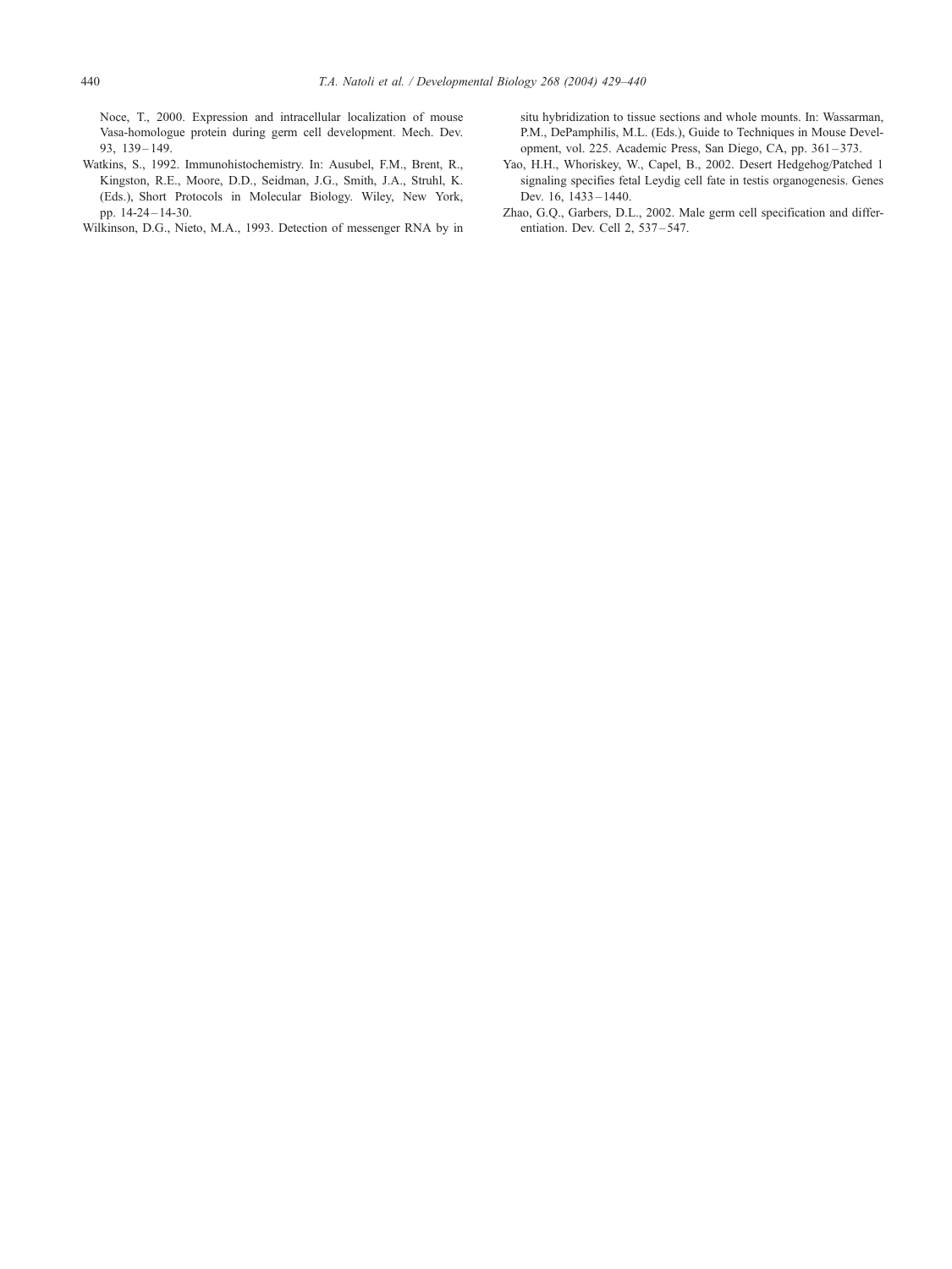Noce, T., 2000. Expression and intracellular localization of mouse Vasa-homologue protein during germ cell development. Mech. Dev. 93, 139–149.

Watkins, S., 1992. Immunohistochemistry. In: Ausubel, F.M., Brent, R., Kingston, R.E., Moore, D.D., Seidman, J.G., Smith, J.A., Struhl, K. (Eds.), Short Protocols in Molecular Biology. Wiley, New York, pp. 14-24–14-30.

Wilkinson, D.G., Nieto, M.A., 1993. Detection of messenger RNA by in situ hybridization to tissue sections and whole mounts. In: Wassarman, P.M., DePamphilis, M.L. (Eds.), Guide to Techniques in Mouse Development, vol. 225. Academic Press, San Diego, CA, pp. 361–373.

Yao, H.H., Whoriskey, W., Capel, B., 2002. Desert Hedgehog/Patched 1 signaling specifies fetal Leydig cell fate in testis organogenesis. Genes Dev. 16, 1433–1440.

Zhao, G.Q., Garbers, D.L., 2002. Male germ cell specification and differentiation. Dev. Cell 2, 537–547.